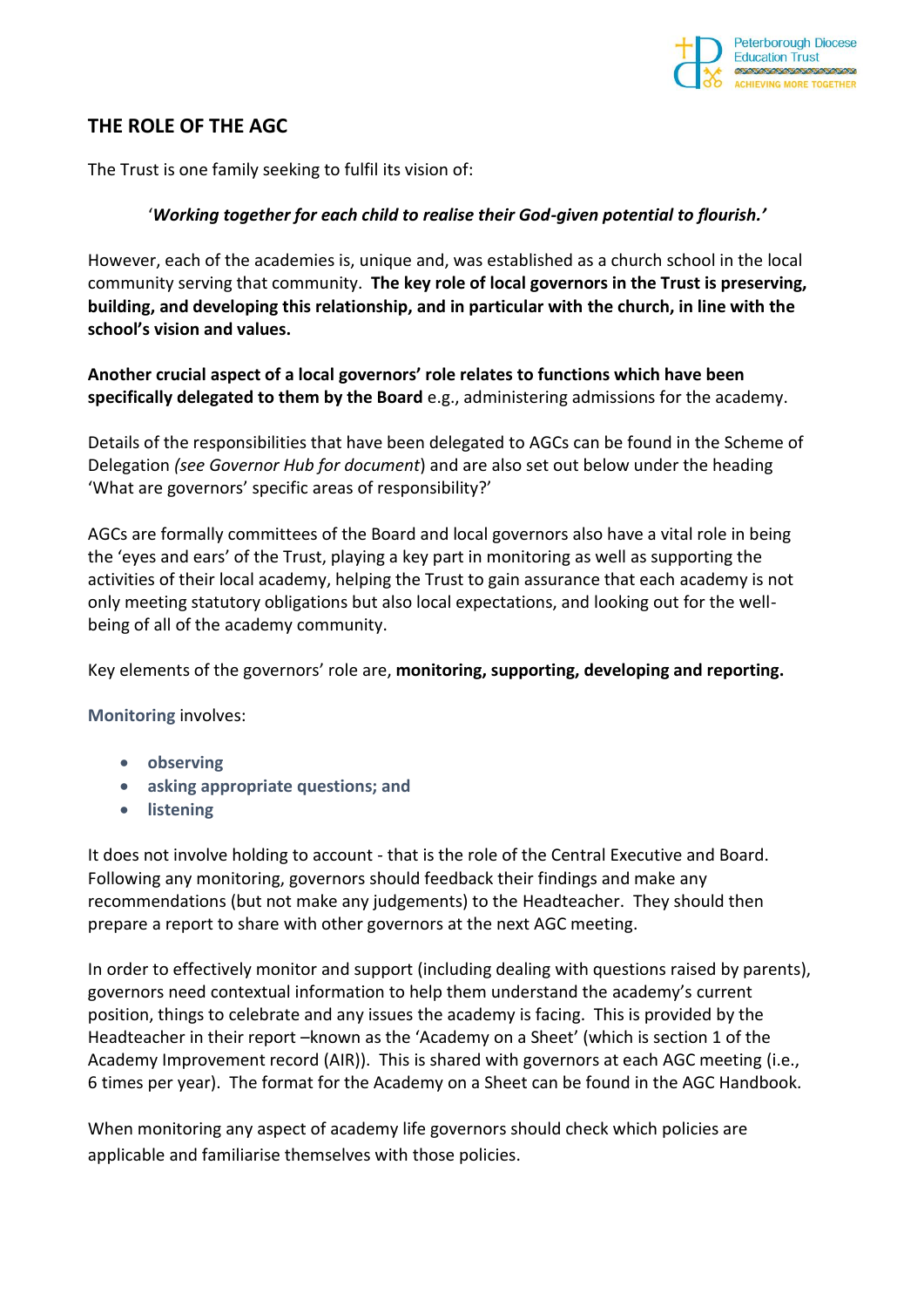# THE ROLE OF THE AGC

The Trust is one family seeking to fulfil its vision of:

'***Working together for each child to realise their God-given potential to flourish.'***

However, each of the academies is, unique and, was established as a church school in the local community serving that community. **The key role of local governors in the Trust is preserving, building, and developing this relationship, and in particular with the church, in line with the school's vision and values.**

**Another crucial aspect of a local governors' role relates to functions which have been specifically delegated to them by the Board** e.g., administering admissions for the academy.

Details of the responsibilities that have been delegated to AGCs can be found in the Scheme of Delegation *(see Governor Hub for document*) and are also set out below under the heading 'What are governors' specific areas of responsibility?'

AGCs are formally committees of the Board and local governors also have a vital role in being the 'eyes and ears' of the Trust, playing a key part in monitoring as well as supporting the activities of their local academy, helping the Trust to gain assurance that each academy is not only meeting statutory obligations but also local expectations, and looking out for the well-being of all of the academy community.

Key elements of the governors' role are, **monitoring, supporting, developing and reporting.**

**Monitoring** involves:

- **observing**
- **asking appropriate questions; and**
- **listening**

It does not involve holding to account - that is the role of the Central Executive and Board. Following any monitoring, governors should feedback their findings and make any recommendations (but not make any judgements) to the Headteacher. They should then prepare a report to share with other governors at the next AGC meeting.

In order to effectively monitor and support (including dealing with questions raised by parents), governors need contextual information to help them understand the academy's current position, things to celebrate and any issues the academy is facing. This is provided by the Headteacher in their report –known as the 'Academy on a Sheet' (which is section 1 of the Academy Improvement record (AIR)). This is shared with governors at each AGC meeting (i.e., 6 times per year). The format for the Academy on a Sheet can be found in the AGC Handbook.

When monitoring any aspect of academy life governors should check which policies are applicable and familiarise themselves with those policies.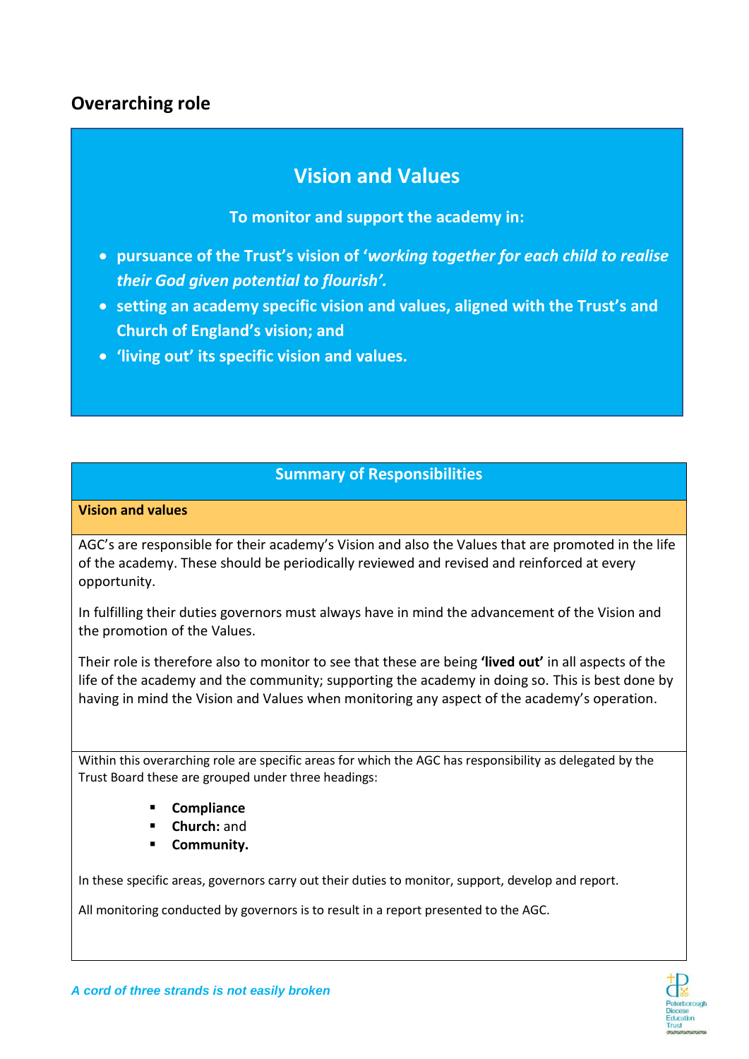## Overarching role

### Vision and Values

**To monitor and support the academy in:**

- **pursuance of the Trust's vision of '*working together for each child to realise their God given potential to flourish*'.**
- **setting an academy specific vision and values, aligned with the Trust's and Church of England's vision; and**
- **'living out' its specific vision and values.**

| **Summary of Responsibilities** |
|---|
| **Vision and values** |
| AGC's are responsible for their academy's Vision and also the Values that are promoted in the life of the academy. These should be periodically reviewed and revised and reinforced at every opportunity.<br><br>In fulfilling their duties governors must always have in mind the advancement of the Vision and the promotion of the Values.<br><br>Their role is therefore also to monitor to see that these are being **'lived out'** in all aspects of the life of the academy and the community; supporting the academy in doing so. This is best done by having in mind the Vision and Values when monitoring any aspect of the academy's operation. |
| Within this overarching role are specific areas for which the AGC has responsibility as delegated by the Trust Board these are grouped under three headings:<br><br>▪ **Compliance**<br>▪ **Church:** and<br>▪ **Community.**<br><br>In these specific areas, governors carry out their duties to monitor, support, develop and report.<br><br>All monitoring conducted by governors is to result in a report presented to the AGC. |

*A cord of three strands is not easily broken*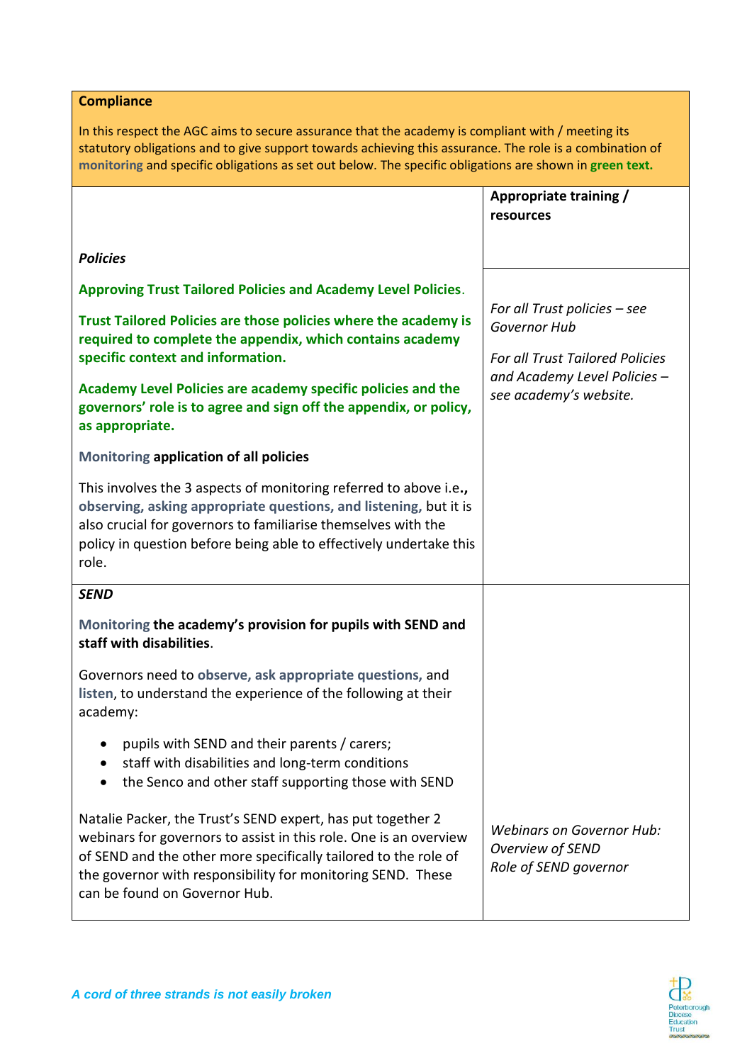| **Compliance**<br><br>In this respect the AGC aims to secure assurance that the academy is compliant with / meeting its statutory obligations and to give support towards achieving this assurance. The role is a combination of **monitoring** and specific obligations as set out below. The specific obligations are shown in **green text.** | |
|---|---|
| ***Policies*** | **Appropriate training / resources** |
| **Approving Trust Tailored Policies and Academy Level Policies**.<br><br>**Trust Tailored Policies are those policies where the academy is required to complete the appendix, which contains academy specific context and information.**<br><br>**Academy Level Policies are academy specific policies and the governors' role is to agree and sign off the appendix, or policy, as appropriate.**<br><br>**Monitoring application of all policies**<br><br>This involves the 3 aspects of monitoring referred to above i.e.**, observing, asking appropriate questions, and listening,** but it is also crucial for governors to familiarise themselves with the policy in question before being able to effectively undertake this role. | *For all Trust policies – see Governor Hub*<br><br>*For all Trust Tailored Policies and Academy Level Policies – see academy's website.* |
| ***SEND***<br><br>**Monitoring the academy's provision for pupils with SEND and staff with disabilities**.<br><br>Governors need to **observe, ask appropriate questions,** and **listen**, to understand the experience of the following at their academy:<br><br>• pupils with SEND and their parents / carers;<br>• staff with disabilities and long-term conditions<br>• the Senco and other staff supporting those with SEND<br><br>Natalie Packer, the Trust's SEND expert, has put together 2 webinars for governors to assist in this role. One is an overview of SEND and the other more specifically tailored to the role of the governor with responsibility for monitoring SEND. These can be found on Governor Hub. | *Webinars on Governor Hub:*<br>*Overview of SEND*<br>*Role of SEND governor* |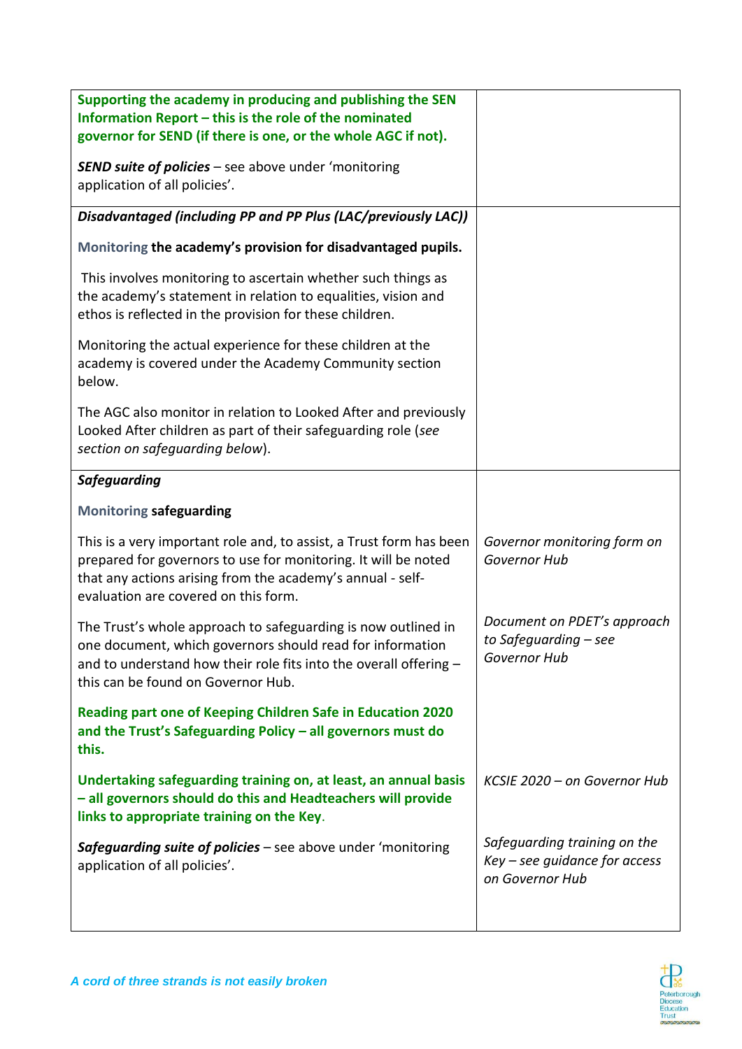| | |
|---|---|
| **Supporting the academy in producing and publishing the SEN Information Report – this is the role of the nominated governor for SEND (if there is one, or the whole AGC if not).**<br><br>***SEND suite of policies*** – see above under 'monitoring application of all policies'. | |
| ***Disadvantaged (including PP and PP Plus (LAC/previously LAC))***<br><br>Monitoring **the academy's provision for disadvantaged pupils.**<br><br>This involves monitoring to ascertain whether such things as the academy's statement in relation to equalities, vision and ethos is reflected in the provision for these children.<br><br>Monitoring the actual experience for these children at the academy is covered under the Academy Community section below.<br><br>The AGC also monitor in relation to Looked After and previously Looked After children as part of their safeguarding role (*see section on safeguarding below*). | |
| ***Safeguarding***<br><br>Monitoring **safeguarding**<br><br>This is a very important role and, to assist, a Trust form has been prepared for governors to use for monitoring. It will be noted that any actions arising from the academy's annual - self-evaluation are covered on this form.<br><br>The Trust's whole approach to safeguarding is now outlined in one document, which governors should read for information and to understand how their role fits into the overall offering – this can be found on Governor Hub.<br><br>**Reading part one of Keeping Children Safe in Education 2020 and the Trust's Safeguarding Policy – all governors must do this.**<br><br>**Undertaking safeguarding training on, at least, an annual basis – all governors should do this and Headteachers will provide links to appropriate training on the Key.**<br><br>***Safeguarding suite of policies*** – see above under 'monitoring application of all policies'. | *Governor monitoring form on Governor Hub*<br><br>*Document on PDET's approach to Safeguarding – see Governor Hub*<br><br>*KCSIE 2020 – on Governor Hub*<br><br>*Safeguarding training on the Key – see guidance for access on Governor Hub* |

*A cord of three strands is not easily broken*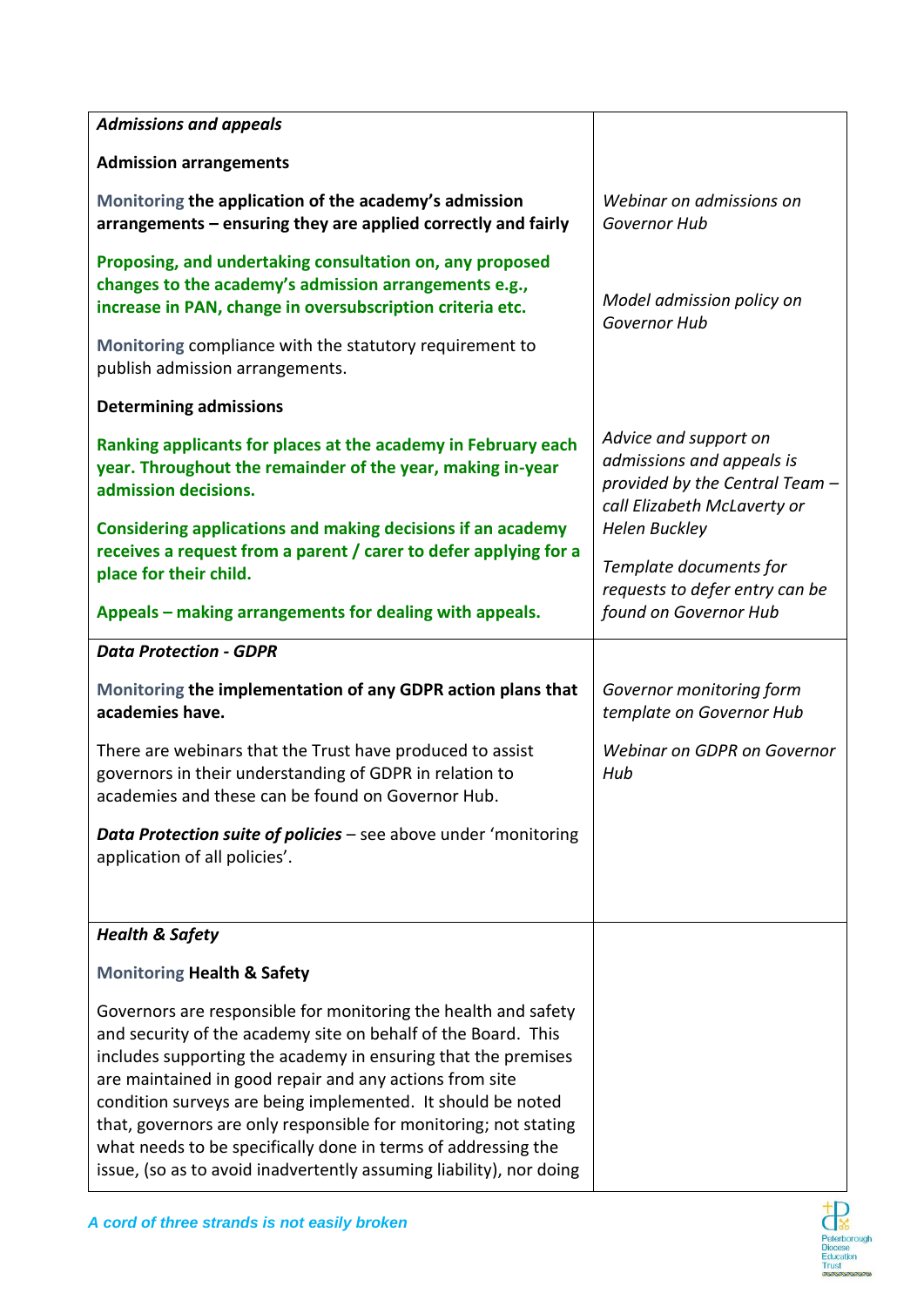| | |
|---|---|
| ***Admissions and appeals*** <br><br> **Admission arrangements** <br><br> Monitoring **the application of the academy's admission arrangements – ensuring they are applied correctly and fairly** <br><br> **Proposing, and undertaking consultation on, any proposed changes to the academy's admission arrangements e.g., increase in PAN, change in oversubscription criteria etc.** <br><br> Monitoring compliance with the statutory requirement to publish admission arrangements. <br><br> **Determining admissions** <br><br> **Ranking applicants for places at the academy in February each year. Throughout the remainder of the year, making in-year admission decisions.** <br><br> **Considering applications and making decisions if an academy receives a request from a parent / carer to defer applying for a place for their child.** <br><br> **Appeals – making arrangements for dealing with appeals.** | *Webinar on admissions on Governor Hub* <br><br> *Model admission policy on Governor Hub* <br><br> *Advice and support on admissions and appeals is provided by the Central Team – call Elizabeth McLaverty or Helen Buckley* <br><br> *Template documents for requests to defer entry can be found on Governor Hub* |
| ***Data Protection - GDPR*** <br><br> Monitoring **the implementation of any GDPR action plans that academies have.** <br><br> There are webinars that the Trust have produced to assist governors in their understanding of GDPR in relation to academies and these can be found on Governor Hub. <br><br> ***Data Protection suite of policies*** – see above under 'monitoring application of all policies'. | *Governor monitoring form template on Governor Hub* <br><br> *Webinar on GDPR on Governor Hub* |
| ***Health & Safety*** <br><br> Monitoring **Health & Safety** <br><br> Governors are responsible for monitoring the health and safety and security of the academy site on behalf of the Board. This includes supporting the academy in ensuring that the premises are maintained in good repair and any actions from site condition surveys are being implemented. It should be noted that, governors are only responsible for monitoring; not stating what needs to be specifically done in terms of addressing the issue, (so as to avoid inadvertently assuming liability), nor doing | |

*A cord of three strands is not easily broken*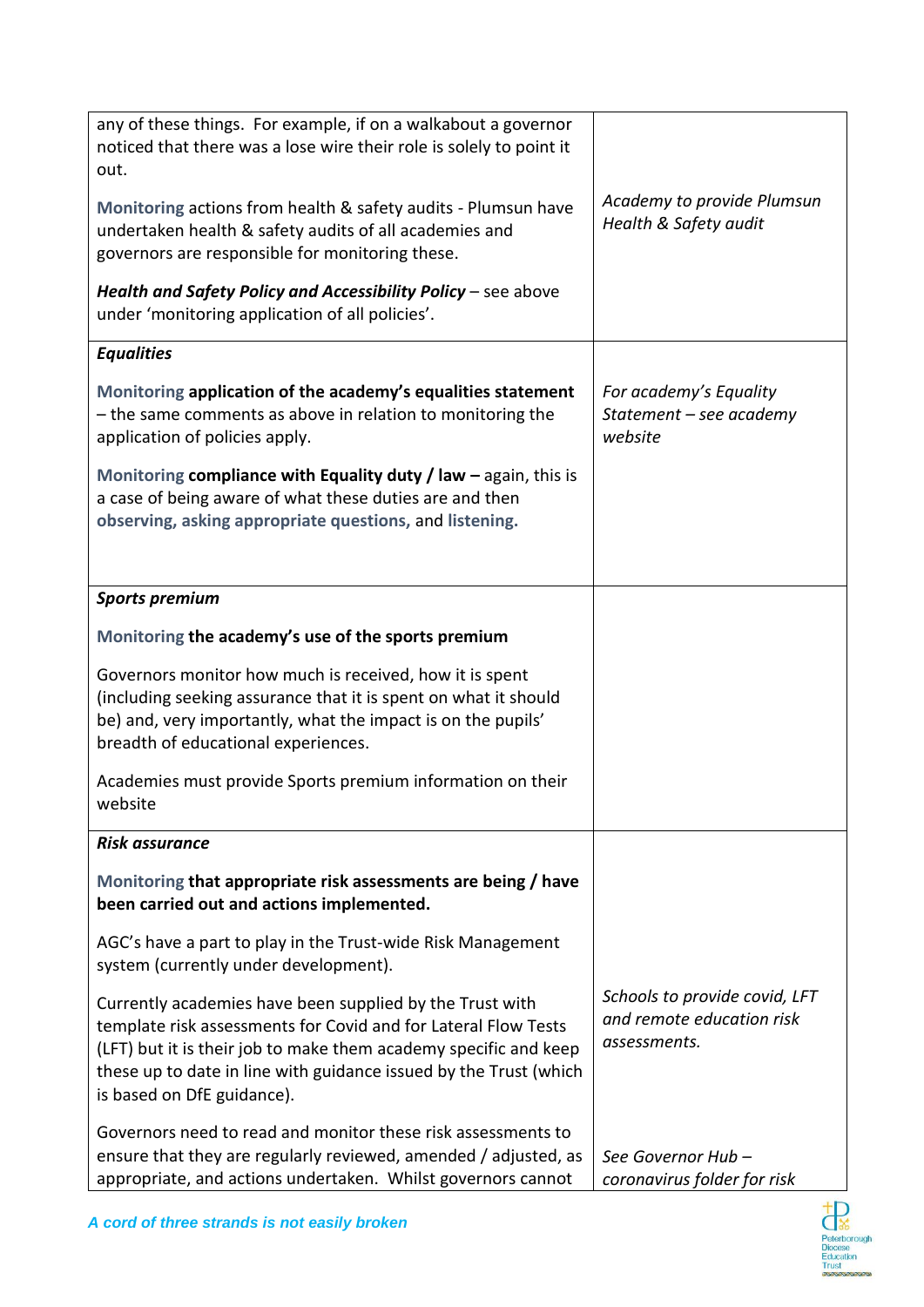| | |
|---|---|
| any of these things. For example, if on a walkabout a governor noticed that there was a lose wire their role is solely to point it out.<br><br>**Monitoring** actions from health & safety audits - Plumsun have undertaken health & safety audits of all academies and governors are responsible for monitoring these.<br><br>***Health and Safety Policy and Accessibility Policy*** – see above under 'monitoring application of all policies'. | *Academy to provide Plumsun Health & Safety audit* |
| ***Equalities***<br><br>**Monitoring application of the academy's equalities statement** – the same comments as above in relation to monitoring the application of policies apply.<br><br>**Monitoring compliance with Equality duty / law –** again, this is a case of being aware of what these duties are and then **observing, asking appropriate questions,** and **listening.** | *For academy's Equality Statement – see academy website* |
| ***Sports premium***<br><br>**Monitoring the academy's use of the sports premium**<br><br>Governors monitor how much is received, how it is spent (including seeking assurance that it is spent on what it should be) and, very importantly, what the impact is on the pupils' breadth of educational experiences.<br><br>Academies must provide Sports premium information on their website | |
| ***Risk assurance***<br><br>**Monitoring that appropriate risk assessments are being / have been carried out and actions implemented.**<br><br>AGC's have a part to play in the Trust-wide Risk Management system (currently under development).<br><br>Currently academies have been supplied by the Trust with template risk assessments for Covid and for Lateral Flow Tests (LFT) but it is their job to make them academy specific and keep these up to date in line with guidance issued by the Trust (which is based on DfE guidance).<br><br>Governors need to read and monitor these risk assessments to ensure that they are regularly reviewed, amended / adjusted, as appropriate, and actions undertaken. Whilst governors cannot | *Schools to provide covid, LFT and remote education risk assessments.*<br><br>*See Governor Hub – coronavirus folder for risk* |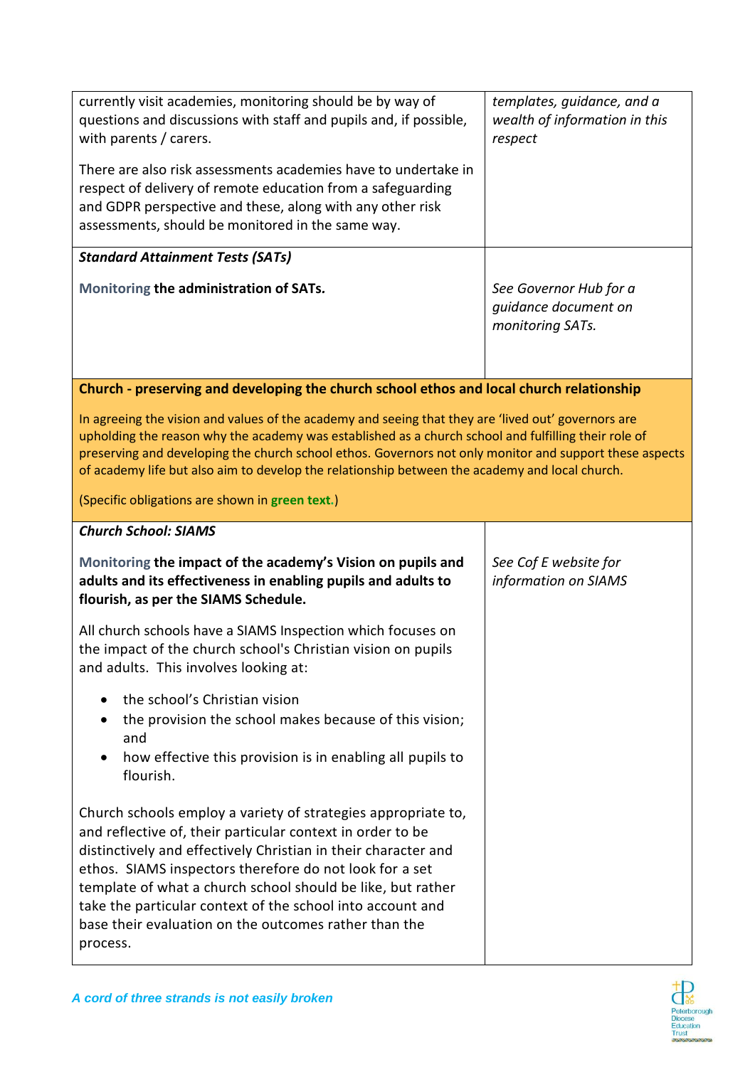| | |
|---|---|
| currently visit academies, monitoring should be by way of questions and discussions with staff and pupils and, if possible, with parents / carers.<br><br>There are also risk assessments academies have to undertake in respect of delivery of remote education from a safeguarding and GDPR perspective and these, along with any other risk assessments, should be monitored in the same way. | *templates, guidance, and a wealth of information in this respect* |
| ***Standard Attainment Tests (SATs)***<br><br>Monitoring **the administration of SATs.** | <br><br>*See Governor Hub for a guidance document on monitoring SATs.* |
| **Church - preserving and developing the church school ethos and local church relationship**<br><br>In agreeing the vision and values of the academy and seeing that they are 'lived out' governors are upholding the reason why the academy was established as a church school and fulfilling their role of preserving and developing the church school ethos. Governors not only monitor and support these aspects of academy life but also aim to develop the relationship between the academy and local church.<br><br>(Specific obligations are shown in **green text.**) | |
| ***Church School: SIAMS***<br><br>Monitoring **the impact of the academy's Vision on pupils and adults and its effectiveness in enabling pupils and adults to flourish, as per the SIAMS Schedule.**<br><br>All church schools have a SIAMS Inspection which focuses on the impact of the church school's Christian vision on pupils and adults. This involves looking at:<br><br>• the school's Christian vision<br>• the provision the school makes because of this vision; and<br>• how effective this provision is in enabling all pupils to flourish.<br><br>Church schools employ a variety of strategies appropriate to, and reflective of, their particular context in order to be distinctively and effectively Christian in their character and ethos. SIAMS inspectors therefore do not look for a set template of what a church school should be like, but rather take the particular context of the school into account and base their evaluation on the outcomes rather than the process. | <br><br>*See Cof E website for information on SIAMS* |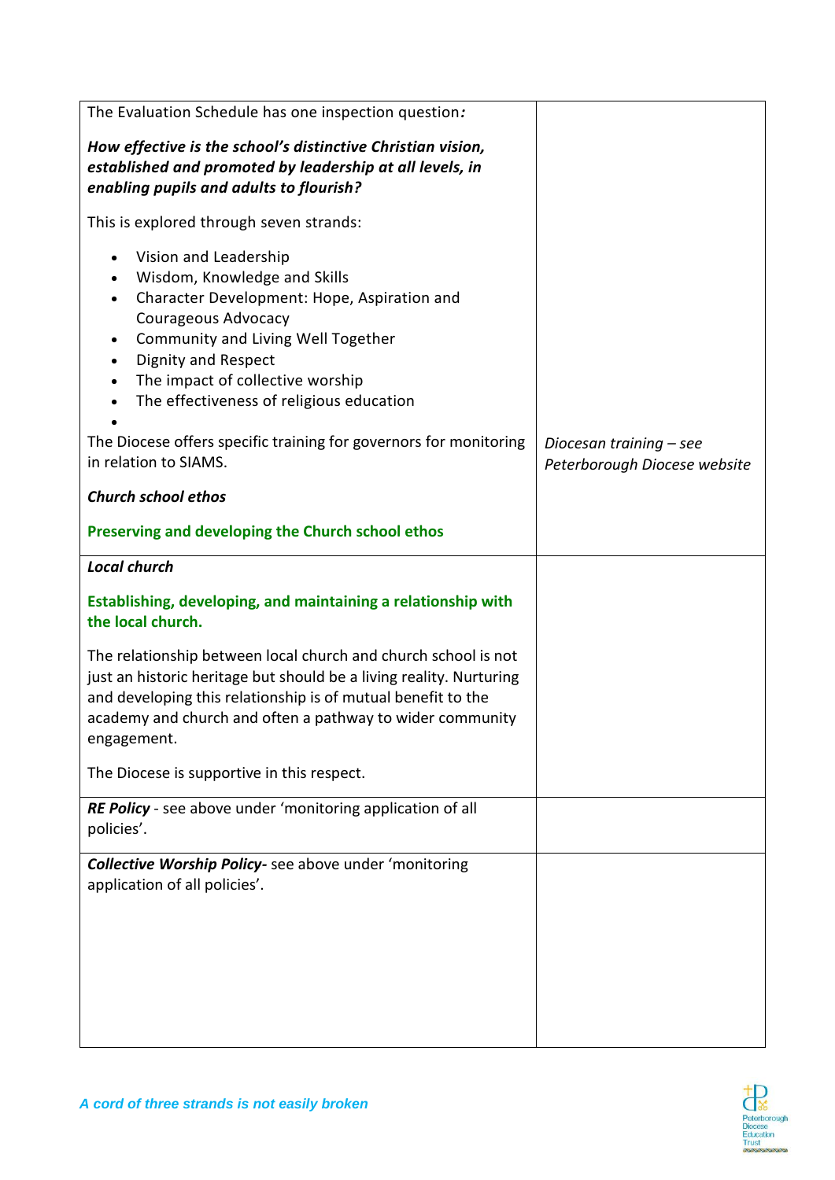| | |
|---|---|
| The Evaluation Schedule has one inspection question*:*<br><br>***How effective is the school's distinctive Christian vision, established and promoted by leadership at all levels, in enabling pupils and adults to flourish?***<br><br>This is explored through seven strands:<br><br>• Vision and Leadership<br>• Wisdom, Knowledge and Skills<br>• Character Development: Hope, Aspiration and Courageous Advocacy<br>• Community and Living Well Together<br>• Dignity and Respect<br>• The impact of collective worship<br>• The effectiveness of religious education<br>•<br>The Diocese offers specific training for governors for monitoring in relation to SIAMS.<br><br>***Church school ethos***<br><br>**Preserving and developing the Church school ethos** | *Diocesan training – see Peterborough Diocese website* |
| ***Local church***<br><br>**Establishing, developing, and maintaining a relationship with the local church.**<br><br>The relationship between local church and church school is not just an historic heritage but should be a living reality. Nurturing and developing this relationship is of mutual benefit to the academy and church and often a pathway to wider community engagement.<br><br>The Diocese is supportive in this respect. | |
| ***RE Policy*** - see above under 'monitoring application of all policies'. | |
| ***Collective Worship Policy-*** see above under 'monitoring application of all policies'. | |

*A cord of three strands is not easily broken*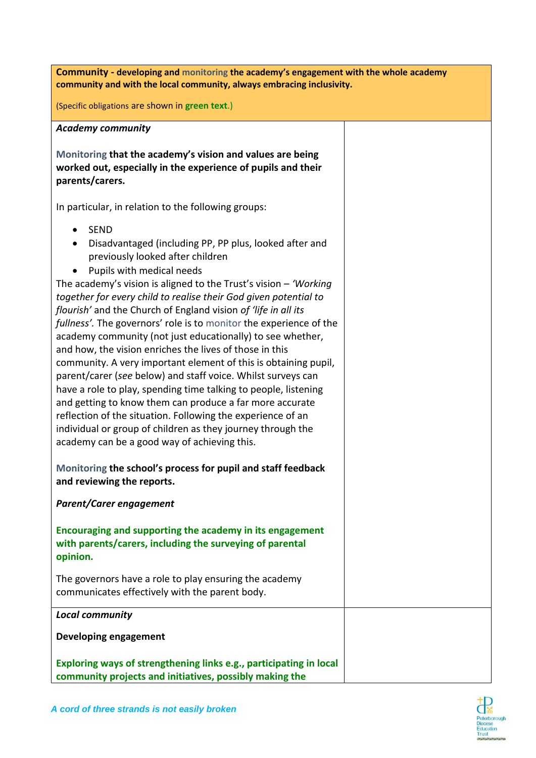| **Community - developing and monitoring the academy's engagement with the whole academy community and with the local community, always embracing inclusivity.**<br><br>(Specific obligations are shown in **green text**.) | |
|---|---|
| ***Academy community***<br><br>**Monitoring that the academy's vision and values are being worked out, especially in the experience of pupils and their parents/carers.**<br><br>In particular, in relation to the following groups:<br><br>• SEND<br>• Disadvantaged (including PP, PP plus, looked after and previously looked after children<br>• Pupils with medical needs<br><br>The academy's vision is aligned to the Trust's vision – *'Working together for every child to realise their God given potential to flourish'* and the Church of England vision *of 'life in all its fullness'.* The governors' role is to monitor the experience of the academy community (not just educationally) to see whether, and how, the vision enriches the lives of those in this community. A very important element of this is obtaining pupil, parent/carer (*see* below) and staff voice. Whilst surveys can have a role to play, spending time talking to people, listening and getting to know them can produce a far more accurate reflection of the situation. Following the experience of an individual or group of children as they journey through the academy can be a good way of achieving this.<br><br>**Monitoring the school's process for pupil and staff feedback and reviewing the reports.**<br><br>***Parent/Carer engagement***<br><br>**Encouraging and supporting the academy in its engagement with parents/carers, including the surveying of parental opinion.**<br><br>The governors have a role to play ensuring the academy communicates effectively with the parent body. | |
| ***Local community***<br><br>**Developing engagement**<br><br>**Exploring ways of strengthening links e.g., participating in local community projects and initiatives, possibly making the** | |

*A cord of three strands is not easily broken*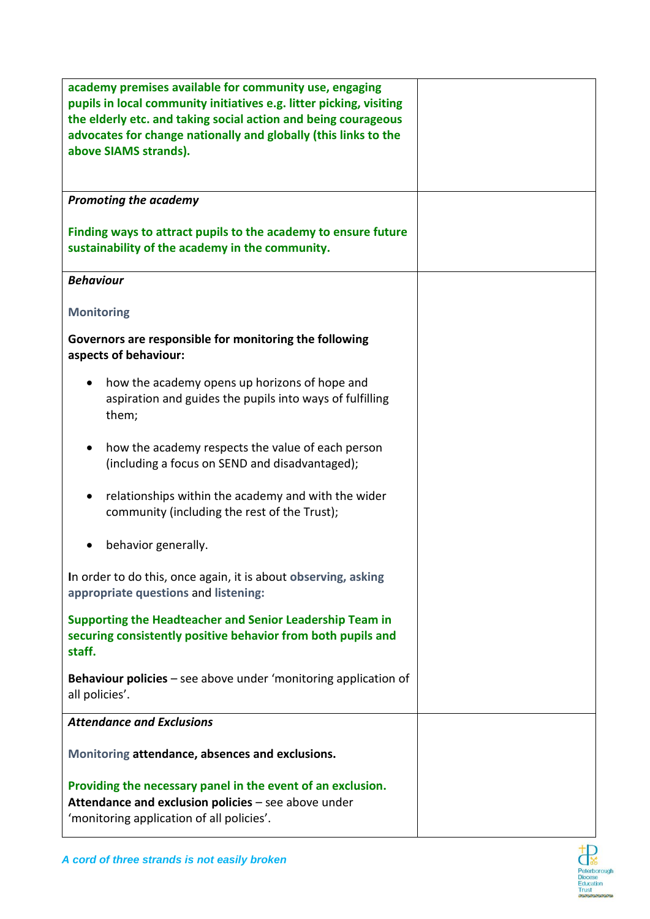| | |
|---|---|
| **academy premises available for community use, engaging pupils in local community initiatives e.g. litter picking, visiting the elderly etc. and taking social action and being courageous advocates for change nationally and globally (this links to the above SIAMS strands).** | |
| ***Promoting the academy*** <br><br> **Finding ways to attract pupils to the academy to ensure future sustainability of the academy in the community.** | |
| ***Behaviour*** <br><br> **Monitoring** <br><br> **Governors are responsible for monitoring the following aspects of behaviour:** <br><br> • how the academy opens up horizons of hope and aspiration and guides the pupils into ways of fulfilling them; <br><br> • how the academy respects the value of each person (including a focus on SEND and disadvantaged); <br><br> • relationships within the academy and with the wider community (including the rest of the Trust); <br><br> • behavior generally. <br><br> **I**n order to do this, once again, it is about **observing, asking appropriate questions** and **listening:** <br><br> **Supporting the Headteacher and Senior Leadership Team in securing consistently positive behavior from both pupils and staff.** <br><br> **Behaviour policies** – see above under 'monitoring application of all policies'. | |
| ***Attendance and Exclusions*** <br><br> **Monitoring attendance, absences and exclusions.** <br><br> **Providing the necessary panel in the event of an exclusion.** <br> **Attendance and exclusion policies** – see above under 'monitoring application of all policies'. | |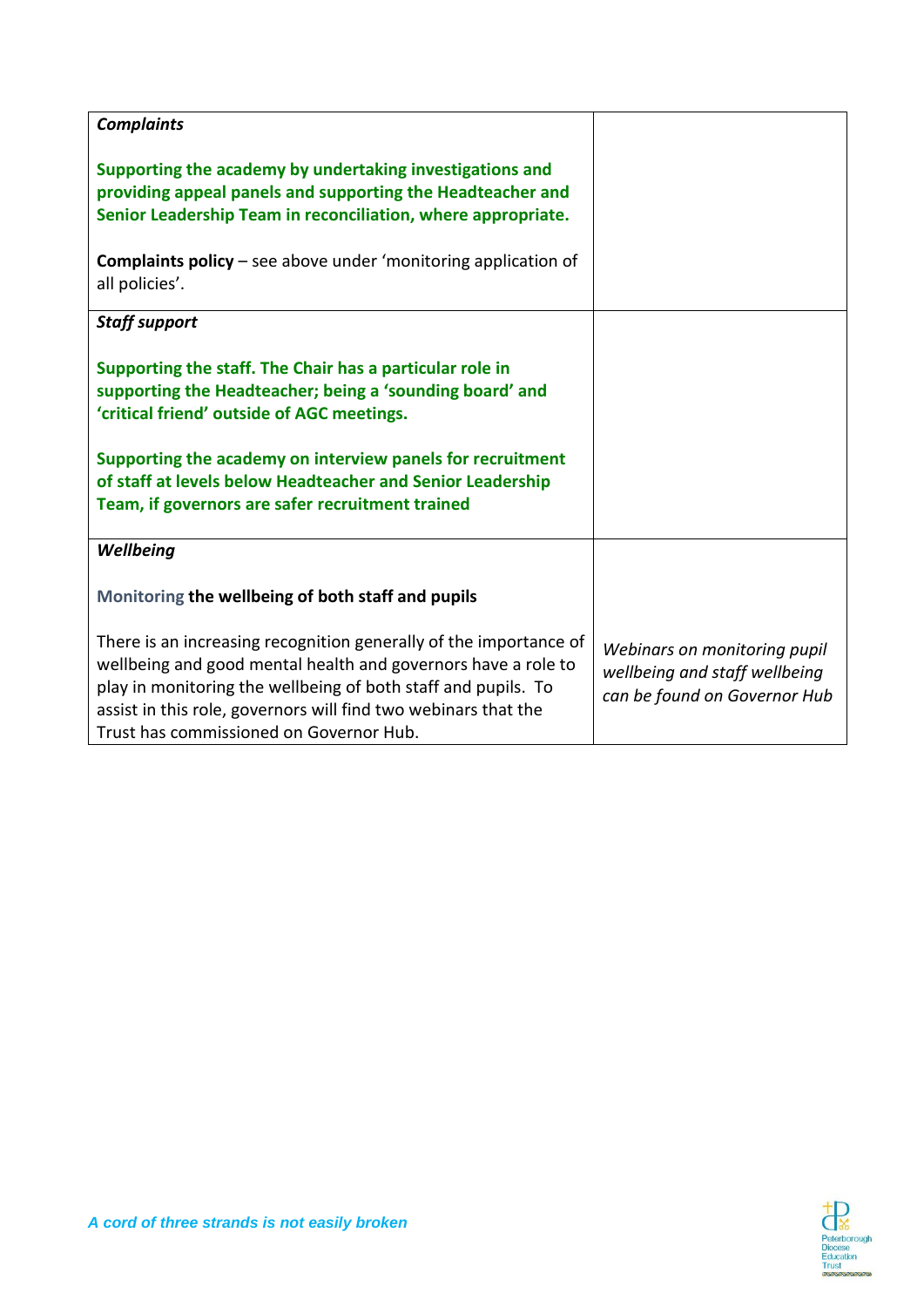| | |
|---|---|
| ***Complaints***<br><br>**Supporting the academy by undertaking investigations and providing appeal panels and supporting the Headteacher and Senior Leadership Team in reconciliation, where appropriate.**<br><br>**Complaints policy** – see above under 'monitoring application of all policies'. | |
| ***Staff support***<br><br>**Supporting the staff. The Chair has a particular role in supporting the Headteacher; being a 'sounding board' and 'critical friend' outside of AGC meetings.**<br><br>**Supporting the academy on interview panels for recruitment of staff at levels below Headteacher and Senior Leadership Team, if governors are safer recruitment trained** | |
| ***Wellbeing***<br><br>**Monitoring the wellbeing of both staff and pupils**<br><br>There is an increasing recognition generally of the importance of wellbeing and good mental health and governors have a role to play in monitoring the wellbeing of both staff and pupils. To assist in this role, governors will find two webinars that the Trust has commissioned on Governor Hub. | *Webinars on monitoring pupil wellbeing and staff wellbeing can be found on Governor Hub* |

*A cord of three strands is not easily broken*